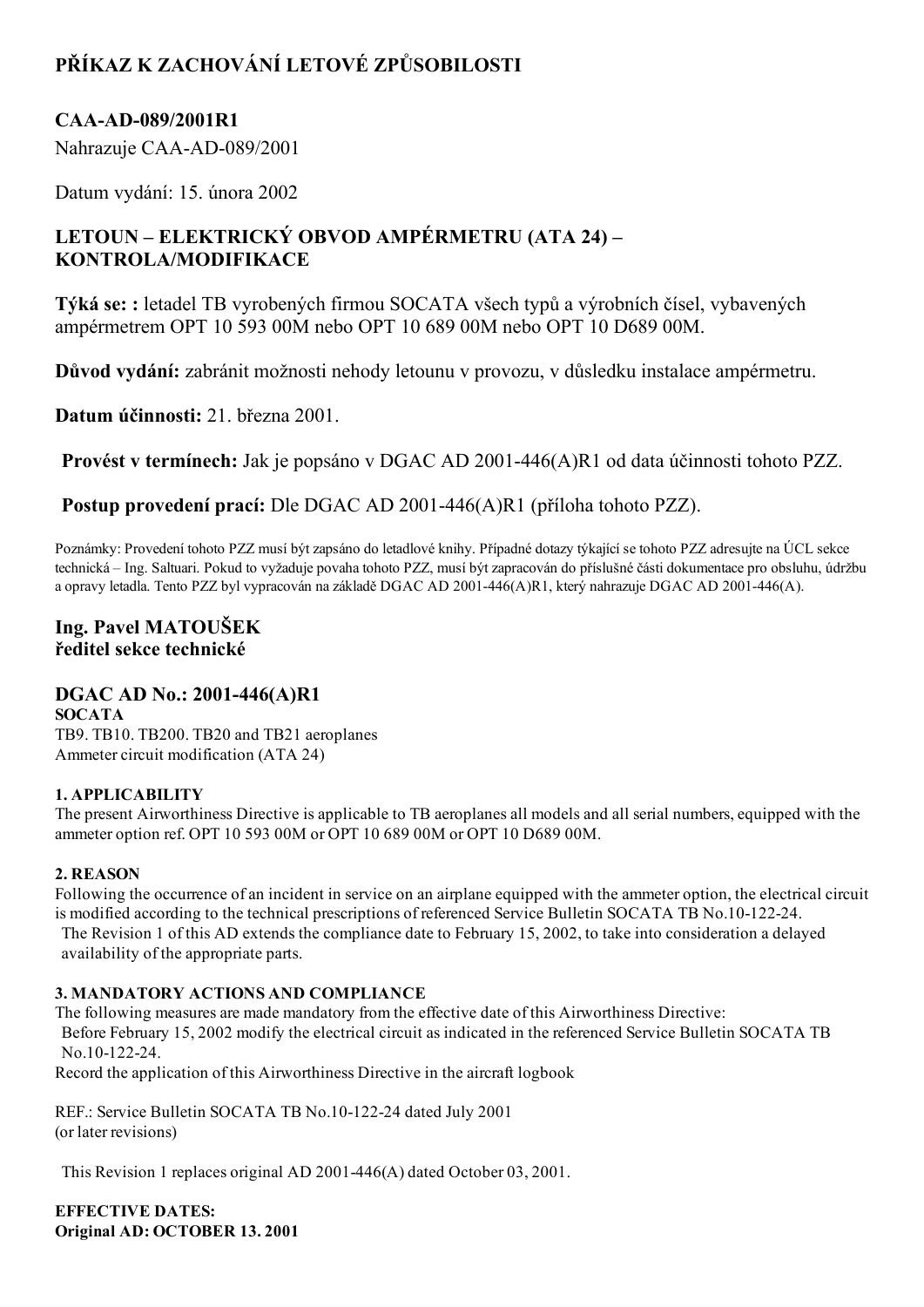# PŘÍKAZ K ZACHOVÁNÍ LETOVÉ ZPŮSOBILOSTI

## CAA-AD-089/2001R1

Nahrazuje CAA-AD-089/2001

Datum vydání: 15. února 2002

## LETOUN – ELEKTRICKÝ OBVOD AMPÉRMETRU (ATA 24) – KONTROLA/MODIFIKACE

**Týká se: :** letadel TB vyrobených firmou SOCATA všech typů a výrobních čísel, vybavených ampérmetrem OPT 10 593 00M nebo OPT 10 689 00M nebo OPT 10 D689 00M.

**Důvod vydání:** zabránit možnosti nehody letounu v provozu, v důsledku instalace ampérmetru.

**Datum účinnosti:** 21. března 2001.

**Provést v termínech:** Jak je popsáno v DGAC AD 2001-446(A)R1 od data účinnosti tohoto PZZ.

**Postup provedení prací:** Dle DGAC AD 2001-446(A)R1 (příloha tohoto PZZ).

Poznámky: Provedení tohoto PZZ musí být zapsáno do letadlové knihy. Případné dotazy týkající se tohoto PZZ adresujte na ÚCL sekce technická – Ing. Saltuari. Pokud to vyžaduje povaha tohoto PZZ, musí být zapracován do příslušné části dokumentace pro obsluhu, údržbu a opravy letadla. Tento PZZ byl vypracován na základě DGAC AD 2001-446(A)R1, který nahrazuje DGAC AD 2001-446(A).

**Ing. Pavel MATOUŠEK**
**ředitel sekce technické**

## DGAC AD No.: 2001-446(A)R1

**SOCATA**
TB9. TB10. TB200. TB20 and TB21 aeroplanes
Ammeter circuit modification (ATA 24)

### 1. APPLICABILITY

The present Airworthiness Directive is applicable to TB aeroplanes all models and all serial numbers, equipped with the ammeter option ref. OPT 10 593 00M or OPT 10 689 00M or OPT 10 D689 00M.

### 2. REASON

Following the occurrence of an incident in service on an airplane equipped with the ammeter option, the electrical circuit is modified according to the technical prescriptions of referenced Service Bulletin SOCATA TB No.10-122-24.
The Revision 1 of this AD extends the compliance date to February 15, 2002, to take into consideration a delayed availability of the appropriate parts.

### 3. MANDATORY ACTIONS AND COMPLIANCE

The following measures are made mandatory from the effective date of this Airworthiness Directive:
Before February 15, 2002 modify the electrical circuit as indicated in the referenced Service Bulletin SOCATA TB No.10-122-24.
Record the application of this Airworthiness Directive in the aircraft logbook

REF.: Service Bulletin SOCATA TB No.10-122-24 dated July 2001
(or later revisions)

This Revision 1 replaces original AD 2001-446(A) dated October 03, 2001.

**EFFECTIVE DATES:**
**Original AD: OCTOBER 13. 2001**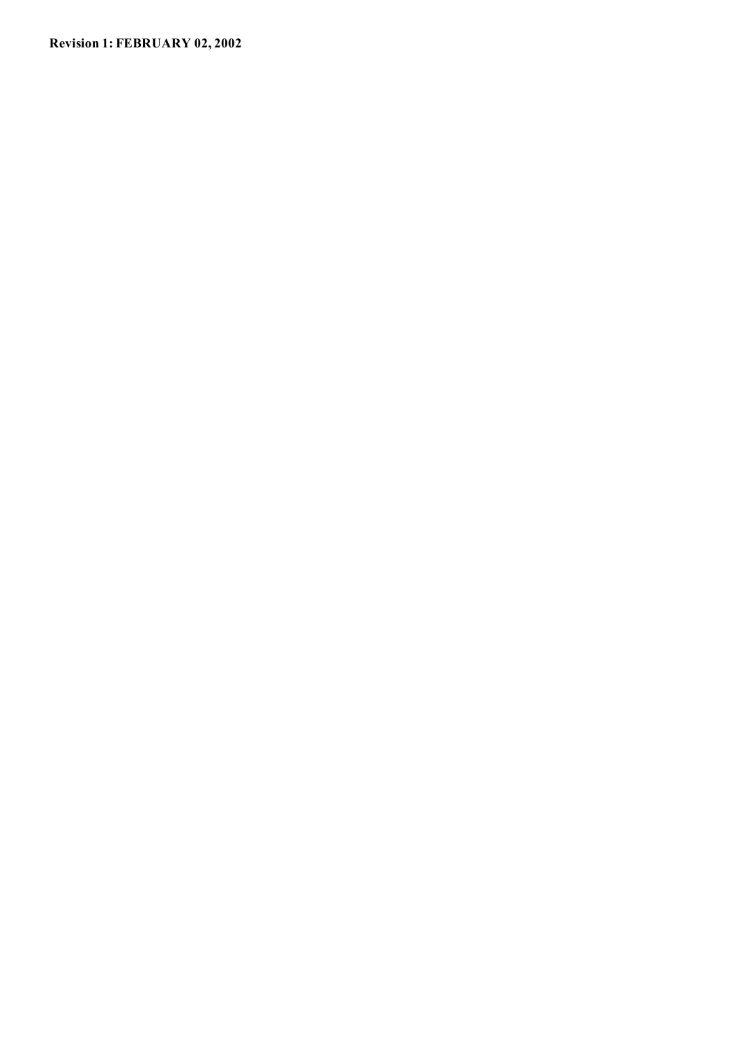**Revision 1: FEBRUARY 02, 2002**